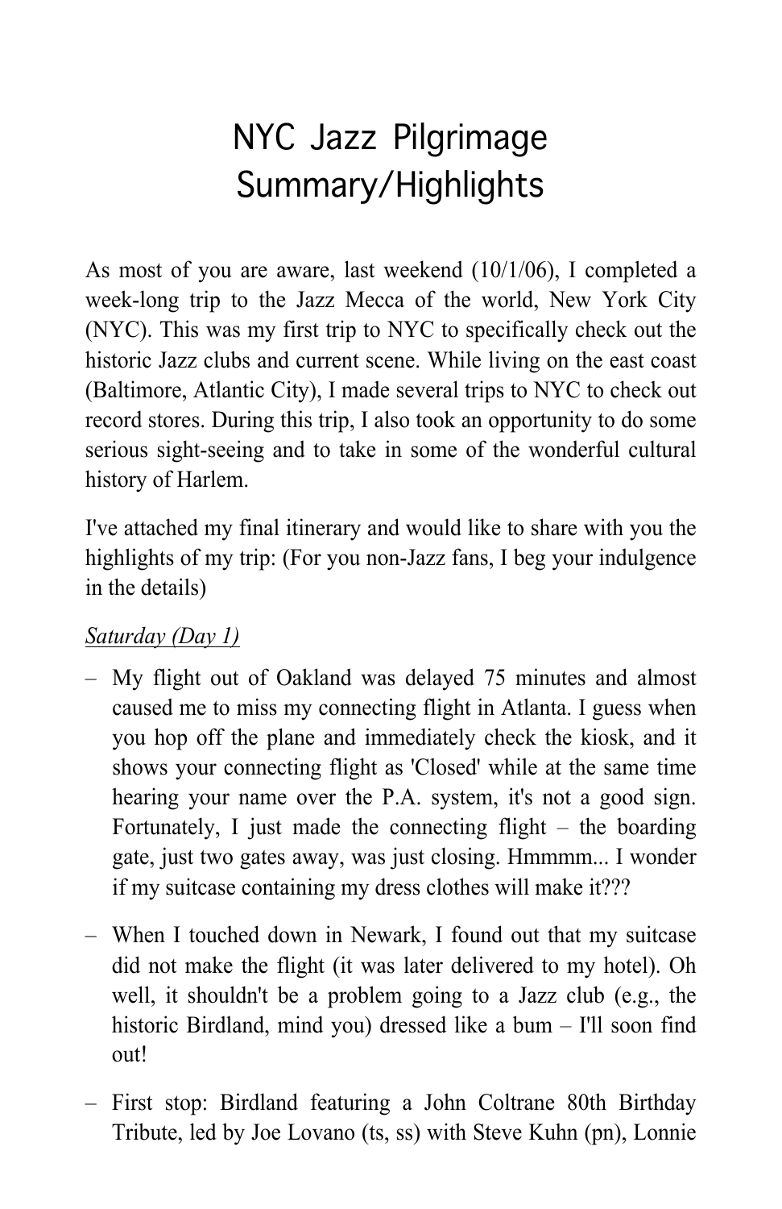# NYC Jazz Pilgrimage Summary/Highlights

As most of you are aware, last weekend (10/1/06), I completed a week-long trip to the Jazz Mecca of the world, New York City (NYC). This was my first trip to NYC to specifically check out the historic Jazz clubs and current scene. While living on the east coast (Baltimore, Atlantic City), I made several trips to NYC to check out record stores. During this trip, I also took an opportunity to do some serious sight-seeing and to take in some of the wonderful cultural history of Harlem.

I've attached my final itinerary and would like to share with you the highlights of my trip: (For you non-Jazz fans, I beg your indulgence in the details)

<u>*Saturday (Day 1)*</u>

- My flight out of Oakland was delayed 75 minutes and almost caused me to miss my connecting flight in Atlanta. I guess when you hop off the plane and immediately check the kiosk, and it shows your connecting flight as 'Closed' while at the same time hearing your name over the P.A. system, it's not a good sign. Fortunately, I just made the connecting flight – the boarding gate, just two gates away, was just closing. Hmmmm... I wonder if my suitcase containing my dress clothes will make it???
- When I touched down in Newark, I found out that my suitcase did not make the flight (it was later delivered to my hotel). Oh well, it shouldn't be a problem going to a Jazz club (e.g., the historic Birdland, mind you) dressed like a bum – I'll soon find out!
- First stop: Birdland featuring a John Coltrane 80th Birthday Tribute, led by Joe Lovano (ts, ss) with Steve Kuhn (pn), Lonnie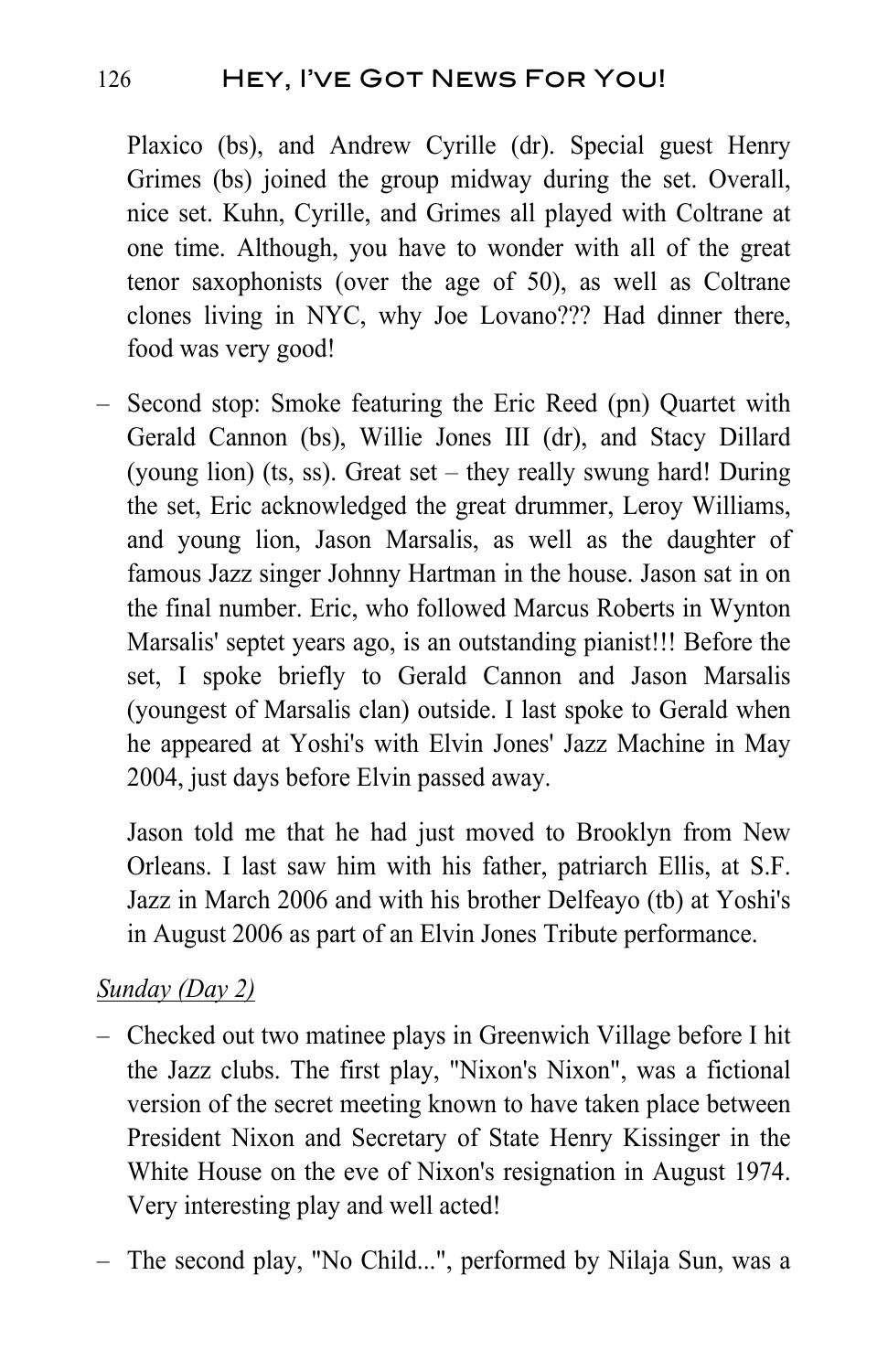Plaxico (bs), and Andrew Cyrille (dr). Special guest Henry Grimes (bs) joined the group midway during the set. Overall, nice set. Kuhn, Cyrille, and Grimes all played with Coltrane at one time. Although, you have to wonder with all of the great tenor saxophonists (over the age of 50), as well as Coltrane clones living in NYC, why Joe Lovano??? Had dinner there, food was very good!

– Second stop: Smoke featuring the Eric Reed (pn) Quartet with Gerald Cannon (bs), Willie Jones III (dr), and Stacy Dillard (young lion) (ts, ss). Great set – they really swung hard! During the set, Eric acknowledged the great drummer, Leroy Williams, and young lion, Jason Marsalis, as well as the daughter of famous Jazz singer Johnny Hartman in the house. Jason sat in on the final number. Eric, who followed Marcus Roberts in Wynton Marsalis' septet years ago, is an outstanding pianist!!! Before the set, I spoke briefly to Gerald Cannon and Jason Marsalis (youngest of Marsalis clan) outside. I last spoke to Gerald when he appeared at Yoshi's with Elvin Jones' Jazz Machine in May 2004, just days before Elvin passed away.

  Jason told me that he had just moved to Brooklyn from New Orleans. I last saw him with his father, patriarch Ellis, at S.F. Jazz in March 2006 and with his brother Delfeayo (tb) at Yoshi's in August 2006 as part of an Elvin Jones Tribute performance.

<u>*Sunday (Day 2)*</u>

– Checked out two matinee plays in Greenwich Village before I hit the Jazz clubs. The first play, "Nixon's Nixon", was a fictional version of the secret meeting known to have taken place between President Nixon and Secretary of State Henry Kissinger in the White House on the eve of Nixon's resignation in August 1974. Very interesting play and well acted!

– The second play, "No Child...", performed by Nilaja Sun, was a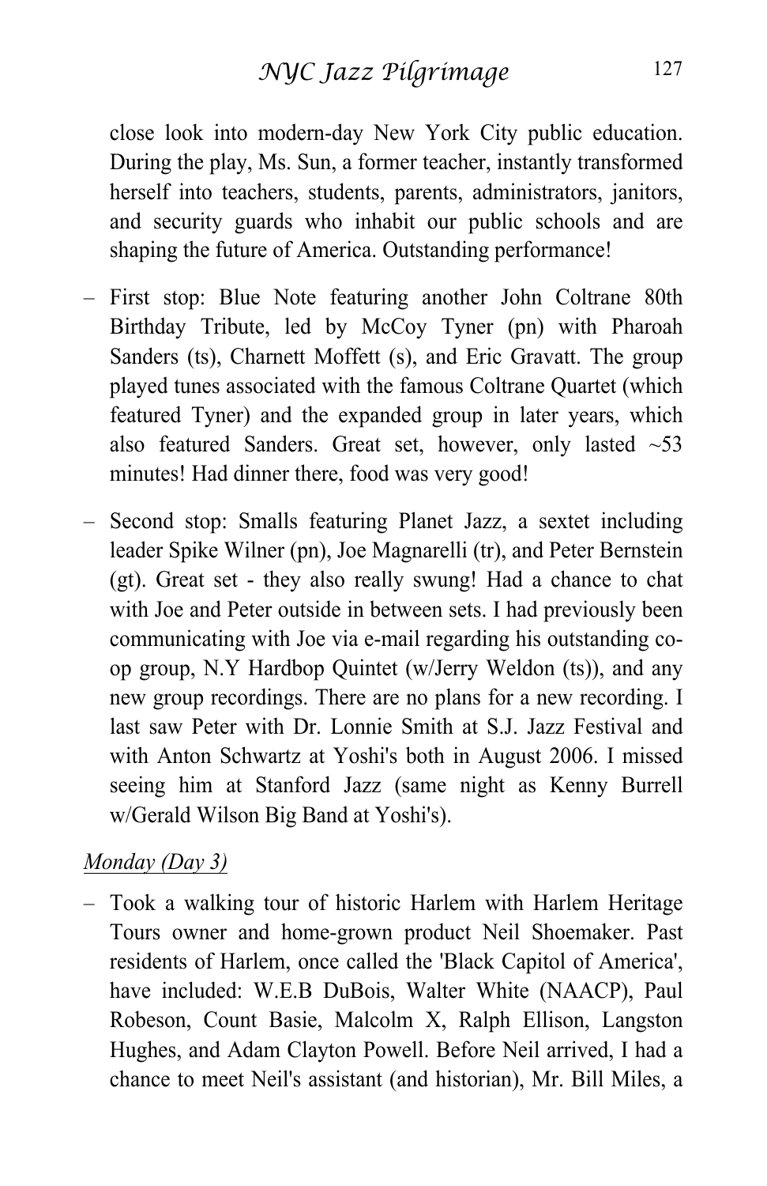close look into modern-day New York City public education. During the play, Ms. Sun, a former teacher, instantly transformed herself into teachers, students, parents, administrators, janitors, and security guards who inhabit our public schools and are shaping the future of America. Outstanding performance!

– First stop: Blue Note featuring another John Coltrane 80th Birthday Tribute, led by McCoy Tyner (pn) with Pharoah Sanders (ts), Charnett Moffett (s), and Eric Gravatt. The group played tunes associated with the famous Coltrane Quartet (which featured Tyner) and the expanded group in later years, which also featured Sanders. Great set, however, only lasted ~53 minutes! Had dinner there, food was very good!

– Second stop: Smalls featuring Planet Jazz, a sextet including leader Spike Wilner (pn), Joe Magnarelli (tr), and Peter Bernstein (gt). Great set - they also really swung! Had a chance to chat with Joe and Peter outside in between sets. I had previously been communicating with Joe via e-mail regarding his outstanding co-op group, N.Y Hardbop Quintet (w/Jerry Weldon (ts)), and any new group recordings. There are no plans for a new recording. I last saw Peter with Dr. Lonnie Smith at S.J. Jazz Festival and with Anton Schwartz at Yoshi's both in August 2006. I missed seeing him at Stanford Jazz (same night as Kenny Burrell w/Gerald Wilson Big Band at Yoshi's).

<u>*Monday (Day 3)*</u>

– Took a walking tour of historic Harlem with Harlem Heritage Tours owner and home-grown product Neil Shoemaker. Past residents of Harlem, once called the 'Black Capitol of America', have included: W.E.B DuBois, Walter White (NAACP), Paul Robeson, Count Basie, Malcolm X, Ralph Ellison, Langston Hughes, and Adam Clayton Powell. Before Neil arrived, I had a chance to meet Neil's assistant (and historian), Mr. Bill Miles, a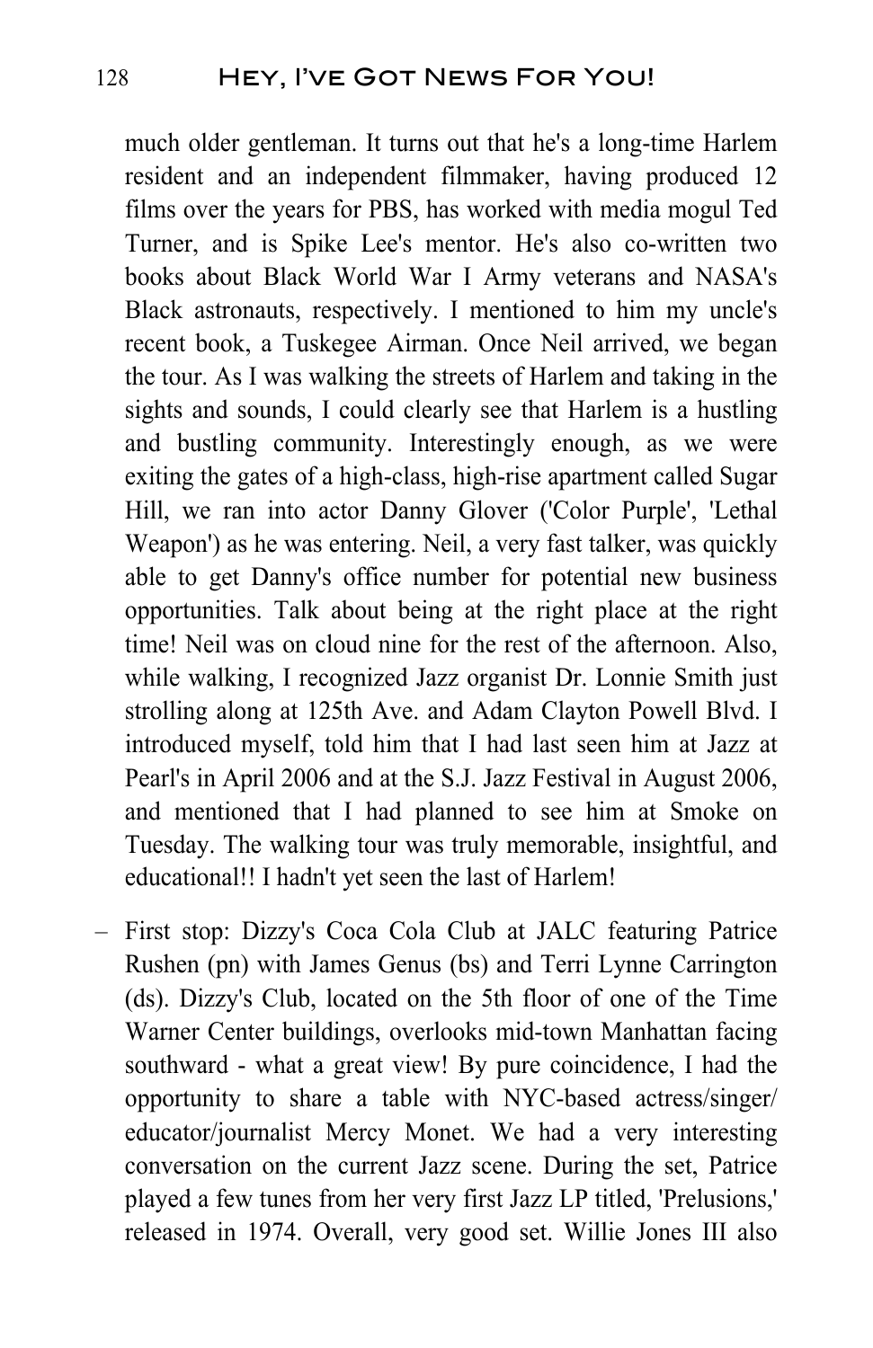much older gentleman. It turns out that he's a long-time Harlem resident and an independent filmmaker, having produced 12 films over the years for PBS, has worked with media mogul Ted Turner, and is Spike Lee's mentor. He's also co-written two books about Black World War I Army veterans and NASA's Black astronauts, respectively. I mentioned to him my uncle's recent book, a Tuskegee Airman. Once Neil arrived, we began the tour. As I was walking the streets of Harlem and taking in the sights and sounds, I could clearly see that Harlem is a hustling and bustling community. Interestingly enough, as we were exiting the gates of a high-class, high-rise apartment called Sugar Hill, we ran into actor Danny Glover ('Color Purple', 'Lethal Weapon') as he was entering. Neil, a very fast talker, was quickly able to get Danny's office number for potential new business opportunities. Talk about being at the right place at the right time! Neil was on cloud nine for the rest of the afternoon. Also, while walking, I recognized Jazz organist Dr. Lonnie Smith just strolling along at 125th Ave. and Adam Clayton Powell Blvd. I introduced myself, told him that I had last seen him at Jazz at Pearl's in April 2006 and at the S.J. Jazz Festival in August 2006, and mentioned that I had planned to see him at Smoke on Tuesday. The walking tour was truly memorable, insightful, and educational!! I hadn't yet seen the last of Harlem!

– First stop: Dizzy's Coca Cola Club at JALC featuring Patrice Rushen (pn) with James Genus (bs) and Terri Lynne Carrington (ds). Dizzy's Club, located on the 5th floor of one of the Time Warner Center buildings, overlooks mid-town Manhattan facing southward - what a great view! By pure coincidence, I had the opportunity to share a table with NYC-based actress/singer/educator/journalist Mercy Monet. We had a very interesting conversation on the current Jazz scene. During the set, Patrice played a few tunes from her very first Jazz LP titled, 'Prelusions,' released in 1974. Overall, very good set. Willie Jones III also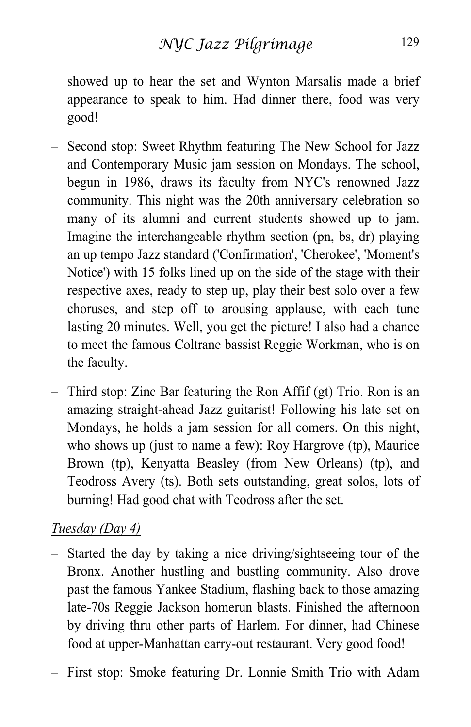showed up to hear the set and Wynton Marsalis made a brief appearance to speak to him. Had dinner there, food was very good!

– Second stop: Sweet Rhythm featuring The New School for Jazz and Contemporary Music jam session on Mondays. The school, begun in 1986, draws its faculty from NYC's renowned Jazz community. This night was the 20th anniversary celebration so many of its alumni and current students showed up to jam. Imagine the interchangeable rhythm section (pn, bs, dr) playing an up tempo Jazz standard ('Confirmation', 'Cherokee', 'Moment's Notice') with 15 folks lined up on the side of the stage with their respective axes, ready to step up, play their best solo over a few choruses, and step off to arousing applause, with each tune lasting 20 minutes. Well, you get the picture! I also had a chance to meet the famous Coltrane bassist Reggie Workman, who is on the faculty.

– Third stop: Zinc Bar featuring the Ron Affif (gt) Trio. Ron is an amazing straight-ahead Jazz guitarist! Following his late set on Mondays, he holds a jam session for all comers. On this night, who shows up (just to name a few): Roy Hargrove (tp), Maurice Brown (tp), Kenyatta Beasley (from New Orleans) (tp), and Teodross Avery (ts). Both sets outstanding, great solos, lots of burning! Had good chat with Teodross after the set.

<u>*Tuesday (Day 4)*</u>

– Started the day by taking a nice driving/sightseeing tour of the Bronx. Another hustling and bustling community. Also drove past the famous Yankee Stadium, flashing back to those amazing late-70s Reggie Jackson homerun blasts. Finished the afternoon by driving thru other parts of Harlem. For dinner, had Chinese food at upper-Manhattan carry-out restaurant. Very good food!

– First stop: Smoke featuring Dr. Lonnie Smith Trio with Adam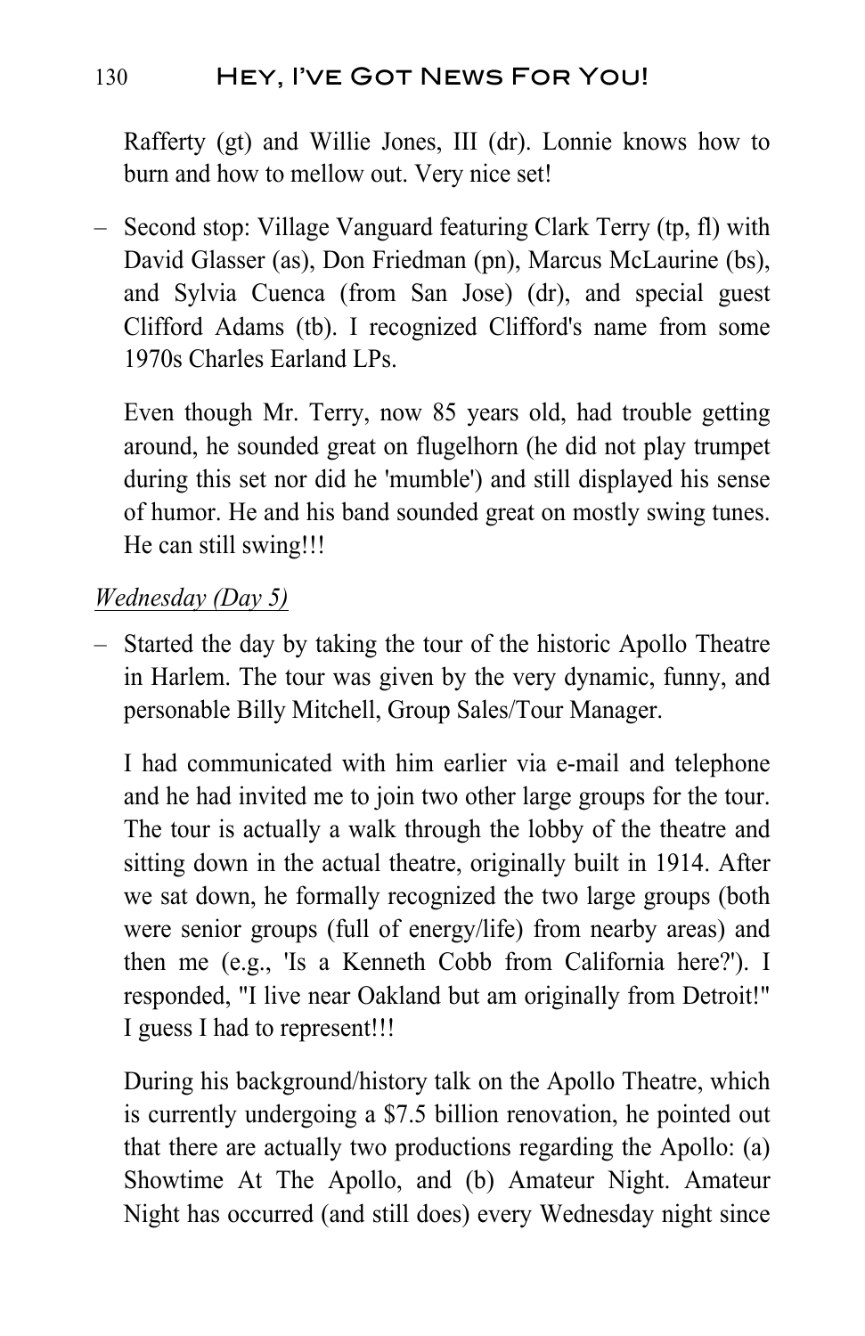Rafferty (gt) and Willie Jones, III (dr). Lonnie knows how to burn and how to mellow out. Very nice set!

– Second stop: Village Vanguard featuring Clark Terry (tp, fl) with David Glasser (as), Don Friedman (pn), Marcus McLaurine (bs), and Sylvia Cuenca (from San Jose) (dr), and special guest Clifford Adams (tb). I recognized Clifford's name from some 1970s Charles Earland LPs.

  Even though Mr. Terry, now 85 years old, had trouble getting around, he sounded great on flugelhorn (he did not play trumpet during this set nor did he 'mumble') and still displayed his sense of humor. He and his band sounded great on mostly swing tunes. He can still swing!!!

*Wednesday (Day 5)*

– Started the day by taking the tour of the historic Apollo Theatre in Harlem. The tour was given by the very dynamic, funny, and personable Billy Mitchell, Group Sales/Tour Manager.

  I had communicated with him earlier via e-mail and telephone and he had invited me to join two other large groups for the tour. The tour is actually a walk through the lobby of the theatre and sitting down in the actual theatre, originally built in 1914. After we sat down, he formally recognized the two large groups (both were senior groups (full of energy/life) from nearby areas) and then me (e.g., 'Is a Kenneth Cobb from California here?'). I responded, "I live near Oakland but am originally from Detroit!" I guess I had to represent!!!

  During his background/history talk on the Apollo Theatre, which is currently undergoing a $7.5 billion renovation, he pointed out that there are actually two productions regarding the Apollo: (a) Showtime At The Apollo, and (b) Amateur Night. Amateur Night has occurred (and still does) every Wednesday night since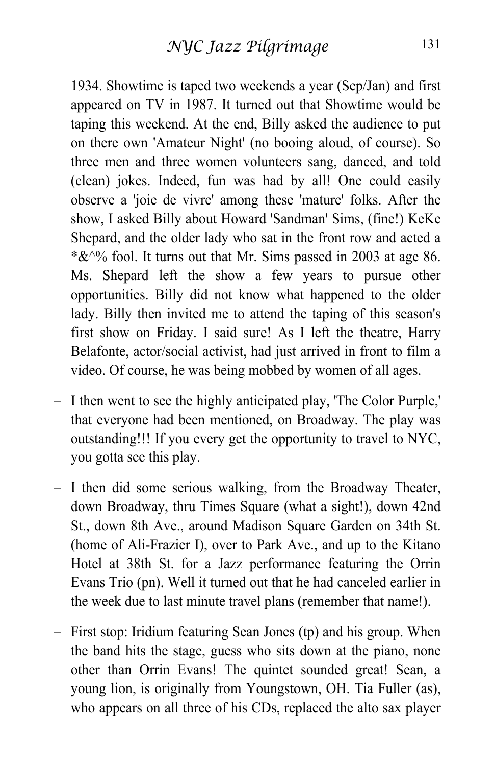1934. Showtime is taped two weekends a year (Sep/Jan) and first appeared on TV in 1987. It turned out that Showtime would be taping this weekend. At the end, Billy asked the audience to put on there own 'Amateur Night' (no booing aloud, of course). So three men and three women volunteers sang, danced, and told (clean) jokes. Indeed, fun was had by all! One could easily observe a 'joie de vivre' among these 'mature' folks. After the show, I asked Billy about Howard 'Sandman' Sims, (fine!) KeKe Shepard, and the older lady who sat in the front row and acted a *&^% fool. It turns out that Mr. Sims passed in 2003 at age 86. Ms. Shepard left the show a few years to pursue other opportunities. Billy did not know what happened to the older lady. Billy then invited me to attend the taping of this season's first show on Friday. I said sure! As I left the theatre, Harry Belafonte, actor/social activist, had just arrived in front to film a video. Of course, he was being mobbed by women of all ages.

– I then went to see the highly anticipated play, 'The Color Purple,' that everyone had been mentioned, on Broadway. The play was outstanding!!! If you every get the opportunity to travel to NYC, you gotta see this play.

– I then did some serious walking, from the Broadway Theater, down Broadway, thru Times Square (what a sight!), down 42nd St., down 8th Ave., around Madison Square Garden on 34th St. (home of Ali-Frazier I), over to Park Ave., and up to the Kitano Hotel at 38th St. for a Jazz performance featuring the Orrin Evans Trio (pn). Well it turned out that he had canceled earlier in the week due to last minute travel plans (remember that name!).

– First stop: Iridium featuring Sean Jones (tp) and his group. When the band hits the stage, guess who sits down at the piano, none other than Orrin Evans! The quintet sounded great! Sean, a young lion, is originally from Youngstown, OH. Tia Fuller (as), who appears on all three of his CDs, replaced the alto sax player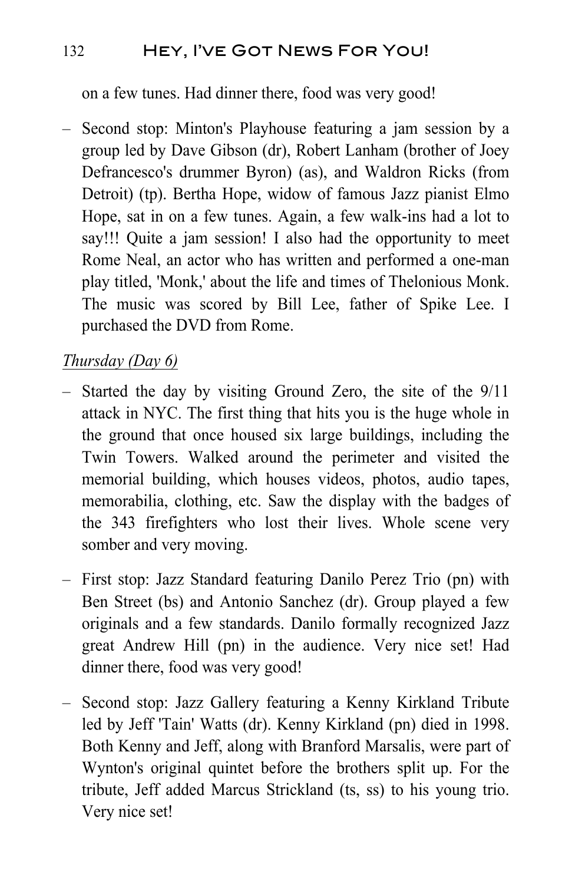on a few tunes. Had dinner there, food was very good!

– Second stop: Minton's Playhouse featuring a jam session by a group led by Dave Gibson (dr), Robert Lanham (brother of Joey Defrancesco's drummer Byron) (as), and Waldron Ricks (from Detroit) (tp). Bertha Hope, widow of famous Jazz pianist Elmo Hope, sat in on a few tunes. Again, a few walk-ins had a lot to say!!! Quite a jam session! I also had the opportunity to meet Rome Neal, an actor who has written and performed a one-man play titled, 'Monk,' about the life and times of Thelonious Monk. The music was scored by Bill Lee, father of Spike Lee. I purchased the DVD from Rome.

<u>*Thursday (Day 6)*</u>

– Started the day by visiting Ground Zero, the site of the 9/11 attack in NYC. The first thing that hits you is the huge whole in the ground that once housed six large buildings, including the Twin Towers. Walked around the perimeter and visited the memorial building, which houses videos, photos, audio tapes, memorabilia, clothing, etc. Saw the display with the badges of the 343 firefighters who lost their lives. Whole scene very somber and very moving.

– First stop: Jazz Standard featuring Danilo Perez Trio (pn) with Ben Street (bs) and Antonio Sanchez (dr). Group played a few originals and a few standards. Danilo formally recognized Jazz great Andrew Hill (pn) in the audience. Very nice set! Had dinner there, food was very good!

– Second stop: Jazz Gallery featuring a Kenny Kirkland Tribute led by Jeff 'Tain' Watts (dr). Kenny Kirkland (pn) died in 1998. Both Kenny and Jeff, along with Branford Marsalis, were part of Wynton's original quintet before the brothers split up. For the tribute, Jeff added Marcus Strickland (ts, ss) to his young trio. Very nice set!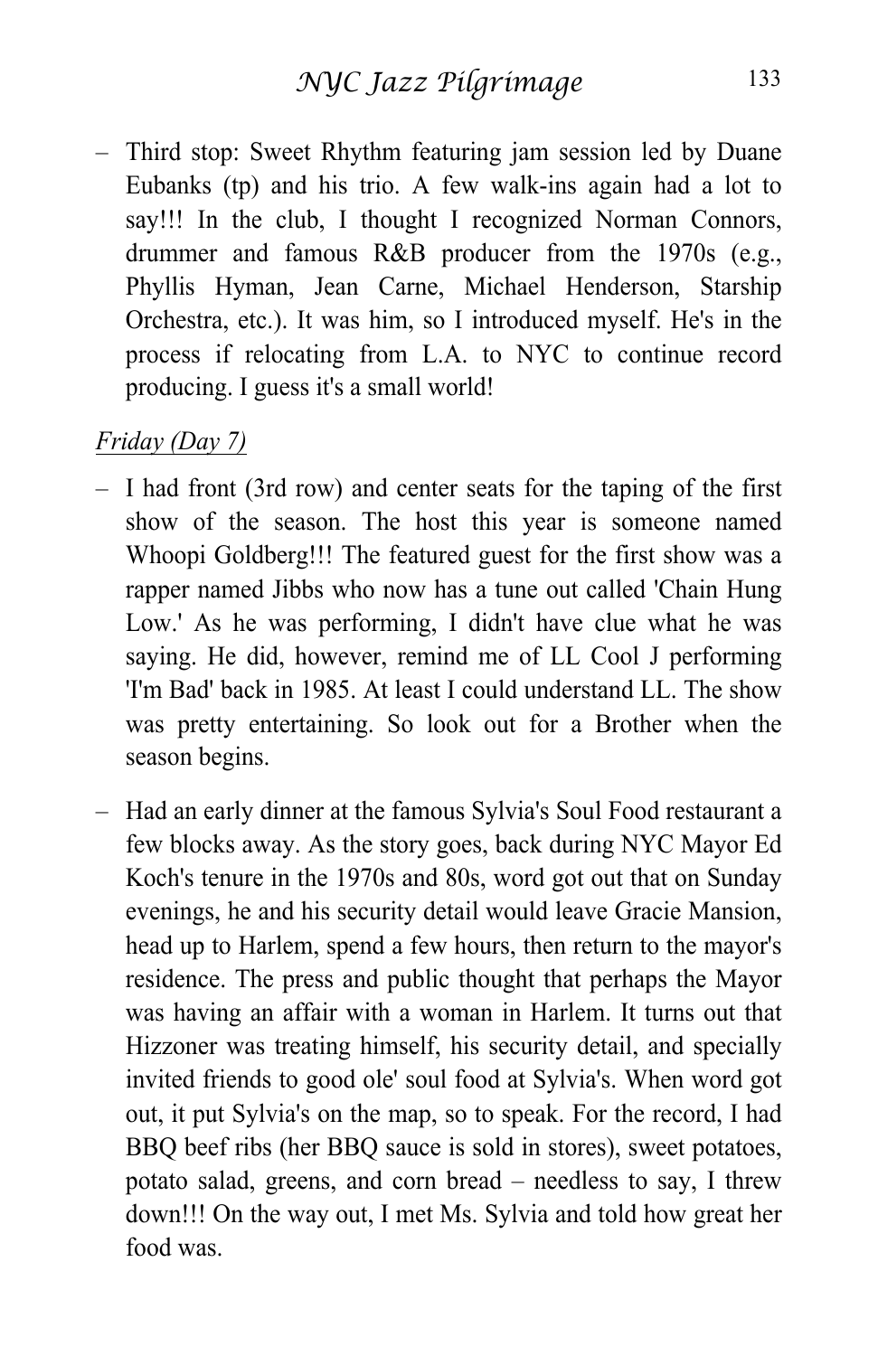– Third stop: Sweet Rhythm featuring jam session led by Duane Eubanks (tp) and his trio. A few walk-ins again had a lot to say!!! In the club, I thought I recognized Norman Connors, drummer and famous R&B producer from the 1970s (e.g., Phyllis Hyman, Jean Carne, Michael Henderson, Starship Orchestra, etc.). It was him, so I introduced myself. He's in the process if relocating from L.A. to NYC to continue record producing. I guess it's a small world!

<u>*Friday (Day 7)*</u>

– I had front (3rd row) and center seats for the taping of the first show of the season. The host this year is someone named Whoopi Goldberg!!! The featured guest for the first show was a rapper named Jibbs who now has a tune out called 'Chain Hung Low.' As he was performing, I didn't have clue what he was saying. He did, however, remind me of LL Cool J performing 'I'm Bad' back in 1985. At least I could understand LL. The show was pretty entertaining. So look out for a Brother when the season begins.

– Had an early dinner at the famous Sylvia's Soul Food restaurant a few blocks away. As the story goes, back during NYC Mayor Ed Koch's tenure in the 1970s and 80s, word got out that on Sunday evenings, he and his security detail would leave Gracie Mansion, head up to Harlem, spend a few hours, then return to the mayor's residence. The press and public thought that perhaps the Mayor was having an affair with a woman in Harlem. It turns out that Hizzoner was treating himself, his security detail, and specially invited friends to good ole' soul food at Sylvia's. When word got out, it put Sylvia's on the map, so to speak. For the record, I had BBQ beef ribs (her BBQ sauce is sold in stores), sweet potatoes, potato salad, greens, and corn bread – needless to say, I threw down!!! On the way out, I met Ms. Sylvia and told how great her food was.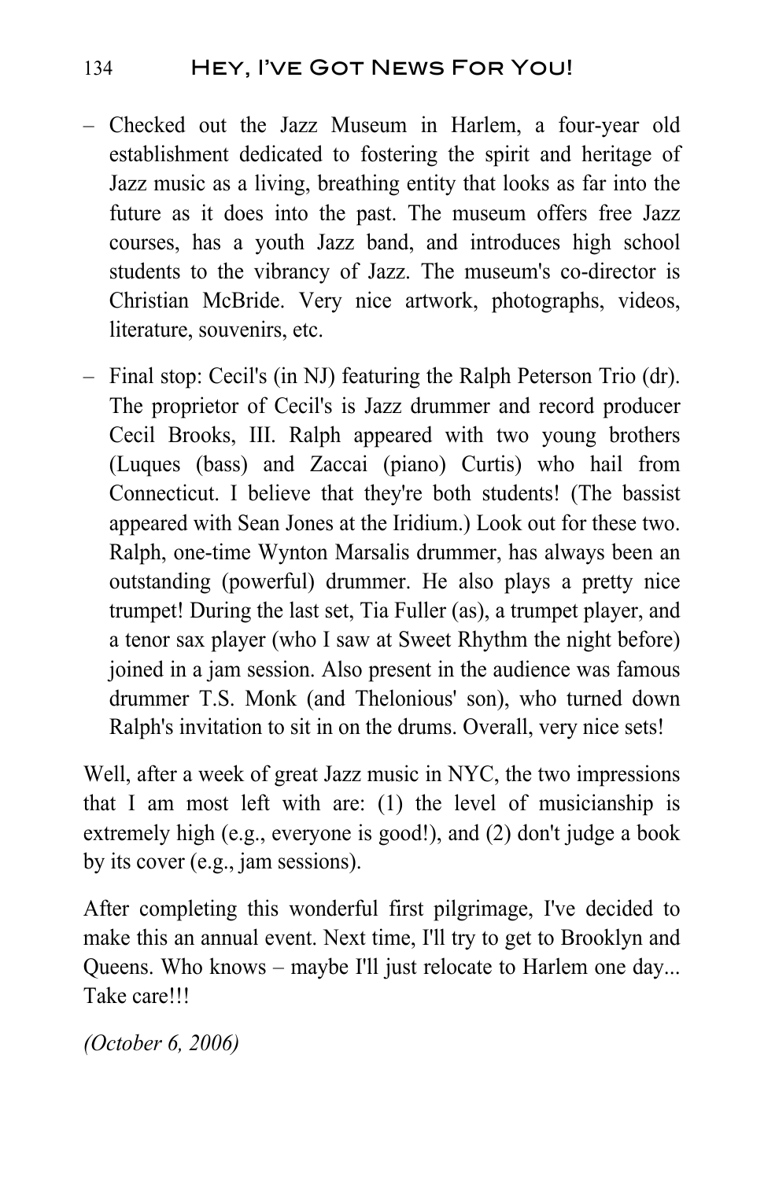- Checked out the Jazz Museum in Harlem, a four-year old establishment dedicated to fostering the spirit and heritage of Jazz music as a living, breathing entity that looks as far into the future as it does into the past. The museum offers free Jazz courses, has a youth Jazz band, and introduces high school students to the vibrancy of Jazz. The museum's co-director is Christian McBride. Very nice artwork, photographs, videos, literature, souvenirs, etc.

- Final stop: Cecil's (in NJ) featuring the Ralph Peterson Trio (dr). The proprietor of Cecil's is Jazz drummer and record producer Cecil Brooks, III. Ralph appeared with two young brothers (Luques (bass) and Zaccai (piano) Curtis) who hail from Connecticut. I believe that they're both students! (The bassist appeared with Sean Jones at the Iridium.) Look out for these two. Ralph, one-time Wynton Marsalis drummer, has always been an outstanding (powerful) drummer. He also plays a pretty nice trumpet! During the last set, Tia Fuller (as), a trumpet player, and a tenor sax player (who I saw at Sweet Rhythm the night before) joined in a jam session. Also present in the audience was famous drummer T.S. Monk (and Thelonious' son), who turned down Ralph's invitation to sit in on the drums. Overall, very nice sets!

Well, after a week of great Jazz music in NYC, the two impressions that I am most left with are: (1) the level of musicianship is extremely high (e.g., everyone is good!), and (2) don't judge a book by its cover (e.g., jam sessions).

After completing this wonderful first pilgrimage, I've decided to make this an annual event. Next time, I'll try to get to Brooklyn and Queens. Who knows – maybe I'll just relocate to Harlem one day... Take care!!!

*(October 6, 2006)*